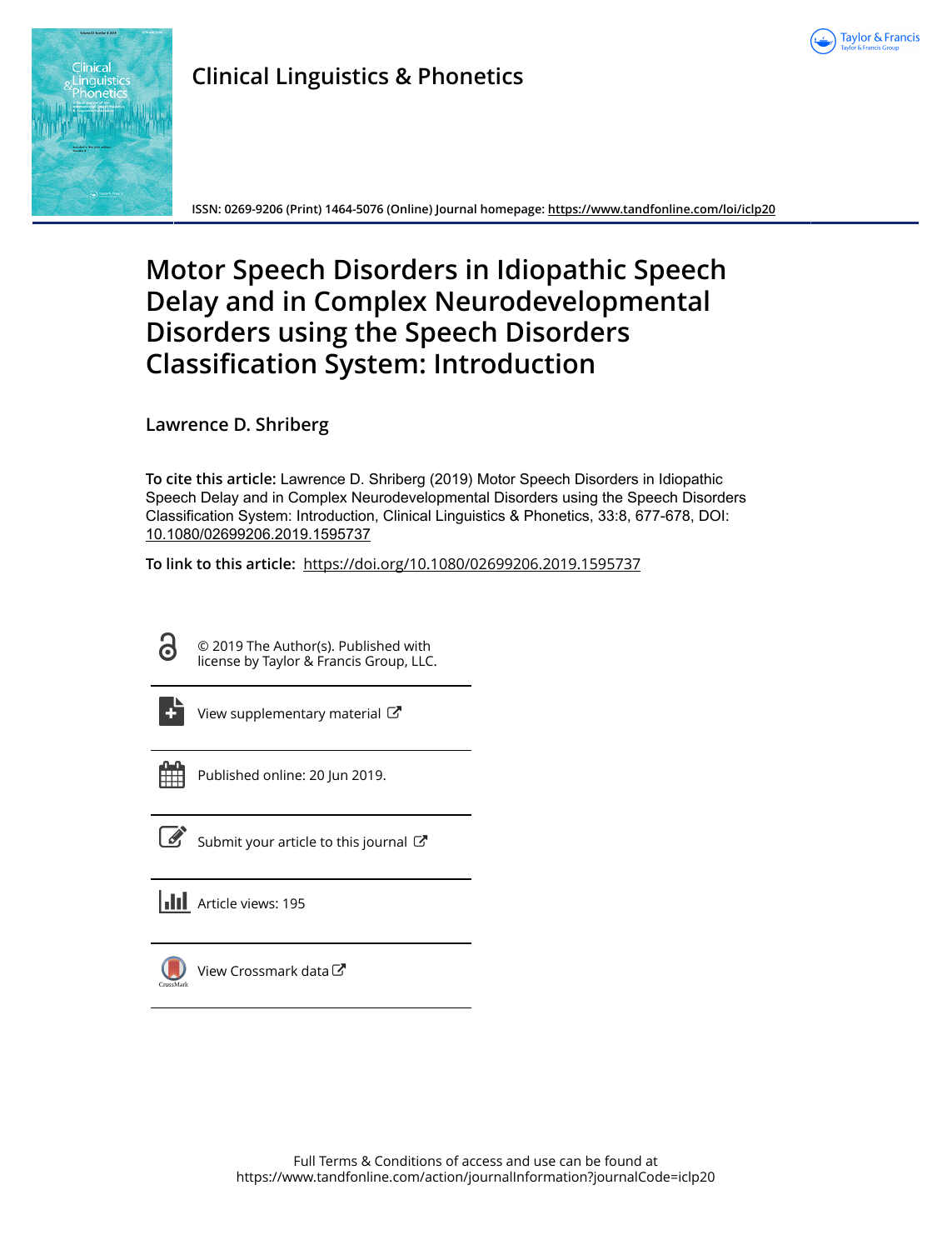# Clinical Linguistics & Phonetics

ISSN: 0269-9206 (Print) 1464-5076 (Online) Journal homepage: https://www.tandfonline.com/loi/iclp20

# Motor Speech Disorders in Idiopathic Speech Delay and in Complex Neurodevelopmental Disorders using the Speech Disorders Classification System: Introduction

Lawrence D. Shriberg

**To cite this article:** Lawrence D. Shriberg (2019) Motor Speech Disorders in Idiopathic Speech Delay and in Complex Neurodevelopmental Disorders using the Speech Disorders Classification System: Introduction, Clinical Linguistics & Phonetics, 33:8, 677-678, DOI: 10.1080/02699206.2019.1595737

**To link to this article:** https://doi.org/10.1080/02699206.2019.1595737

© 2019 The Author(s). Published with license by Taylor & Francis Group, LLC.

View supplementary material

Published online: 20 Jun 2019.

Submit your article to this journal

Article views: 195

View Crossmark data

Full Terms & Conditions of access and use can be found at https://www.tandfonline.com/action/journalInformation?journalCode=iclp20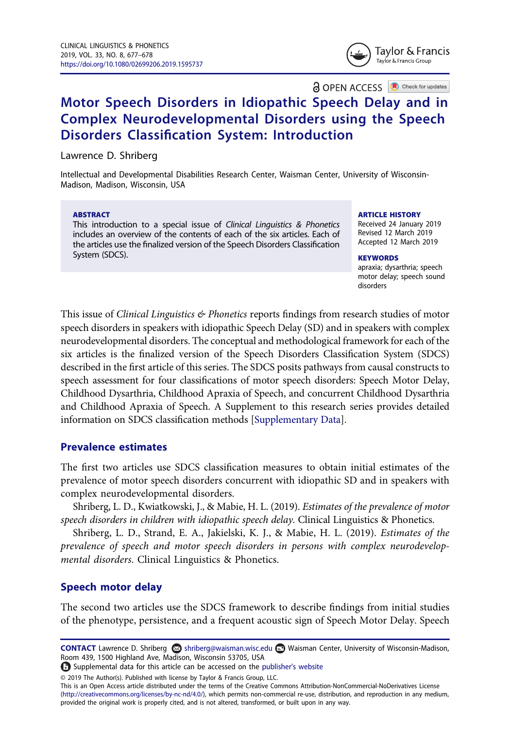OPEN ACCESS

# Motor Speech Disorders in Idiopathic Speech Delay and in Complex Neurodevelopmental Disorders using the Speech Disorders Classification System: Introduction

Lawrence D. Shriberg

Intellectual and Developmental Disabilities Research Center, Waisman Center, University of Wisconsin-Madison, Madison, Wisconsin, USA

**ABSTRACT**

This introduction to a special issue of *Clinical Linguistics & Phonetics* includes an overview of the contents of each of the six articles. Each of the articles use the finalized version of the Speech Disorders Classification System (SDCS).

**ARTICLE HISTORY**

Received 24 January 2019
Revised 12 March 2019
Accepted 12 March 2019

**KEYWORDS**

apraxia; dysarthria; speech motor delay; speech sound disorders

This issue of *Clinical Linguistics & Phonetics* reports findings from research studies of motor speech disorders in speakers with idiopathic Speech Delay (SD) and in speakers with complex neurodevelopmental disorders. The conceptual and methodological framework for each of the six articles is the finalized version of the Speech Disorders Classification System (SDCS) described in the first article of this series. The SDCS posits pathways from causal constructs to speech assessment for four classifications of motor speech disorders: Speech Motor Delay, Childhood Dysarthria, Childhood Apraxia of Speech, and concurrent Childhood Dysarthria and Childhood Apraxia of Speech. A Supplement to this research series provides detailed information on SDCS classification methods [Supplementary Data].

## Prevalence estimates

The first two articles use SDCS classification measures to obtain initial estimates of the prevalence of motor speech disorders concurrent with idiopathic SD and in speakers with complex neurodevelopmental disorders.

Shriberg, L. D., Kwiatkowski, J., & Mabie, H. L. (2019). *Estimates of the prevalence of motor speech disorders in children with idiopathic speech delay*. Clinical Linguistics & Phonetics.

Shriberg, L. D., Strand, E. A., Jakielski, K. J., & Mabie, H. L. (2019). *Estimates of the prevalence of speech and motor speech disorders in persons with complex neurodevelopmental disorders*. Clinical Linguistics & Phonetics.

## Speech motor delay

The second two articles use the SDCS framework to describe findings from initial studies of the phenotype, persistence, and a frequent acoustic sign of Speech Motor Delay. Speech

**CONTACT** Lawrence D. Shriberg shriberg@waisman.wisc.edu Waisman Center, University of Wisconsin-Madison, Room 439, 1500 Highland Ave, Madison, Wisconsin 53705, USA

Supplemental data for this article can be accessed on the publisher's website

© 2019 The Author(s). Published with license by Taylor & Francis Group, LLC.
This is an Open Access article distributed under the terms of the Creative Commons Attribution-NonCommercial-NoDerivatives License (http://creativecommons.org/licenses/by-nc-nd/4.0/), which permits non-commercial re-use, distribution, and reproduction in any medium, provided the original work is properly cited, and is not altered, transformed, or built upon in any way.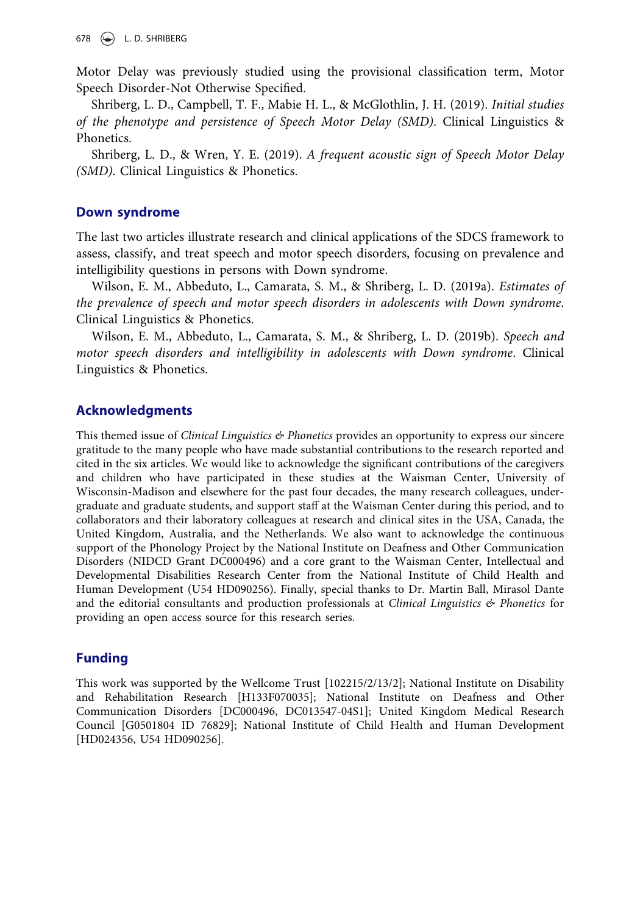Motor Delay was previously studied using the provisional classification term, Motor Speech Disorder-Not Otherwise Specified.

Shriberg, L. D., Campbell, T. F., Mabie H. L., & McGlothlin, J. H. (2019). *Initial studies of the phenotype and persistence of Speech Motor Delay (SMD)*. Clinical Linguistics & Phonetics.

Shriberg, L. D., & Wren, Y. E. (2019). *A frequent acoustic sign of Speech Motor Delay (SMD)*. Clinical Linguistics & Phonetics.

## Down syndrome

The last two articles illustrate research and clinical applications of the SDCS framework to assess, classify, and treat speech and motor speech disorders, focusing on prevalence and intelligibility questions in persons with Down syndrome.

Wilson, E. M., Abbeduto, L., Camarata, S. M., & Shriberg, L. D. (2019a). *Estimates of the prevalence of speech and motor speech disorders in adolescents with Down syndrome*. Clinical Linguistics & Phonetics.

Wilson, E. M., Abbeduto, L., Camarata, S. M., & Shriberg, L. D. (2019b). *Speech and motor speech disorders and intelligibility in adolescents with Down syndrome*. Clinical Linguistics & Phonetics.

## Acknowledgments

This themed issue of *Clinical Linguistics & Phonetics* provides an opportunity to express our sincere gratitude to the many people who have made substantial contributions to the research reported and cited in the six articles. We would like to acknowledge the significant contributions of the caregivers and children who have participated in these studies at the Waisman Center, University of Wisconsin-Madison and elsewhere for the past four decades, the many research colleagues, undergraduate and graduate students, and support staff at the Waisman Center during this period, and to collaborators and their laboratory colleagues at research and clinical sites in the USA, Canada, the United Kingdom, Australia, and the Netherlands. We also want to acknowledge the continuous support of the Phonology Project by the National Institute on Deafness and Other Communication Disorders (NIDCD Grant DC000496) and a core grant to the Waisman Center, Intellectual and Developmental Disabilities Research Center from the National Institute of Child Health and Human Development (U54 HD090256). Finally, special thanks to Dr. Martin Ball, Mirasol Dante and the editorial consultants and production professionals at *Clinical Linguistics & Phonetics* for providing an open access source for this research series.

## Funding

This work was supported by the Wellcome Trust [102215/2/13/2]; National Institute on Disability and Rehabilitation Research [H133F070035]; National Institute on Deafness and Other Communication Disorders [DC000496, DC013547-04S1]; United Kingdom Medical Research Council [G0501804 ID 76829]; National Institute of Child Health and Human Development [HD024356, U54 HD090256].